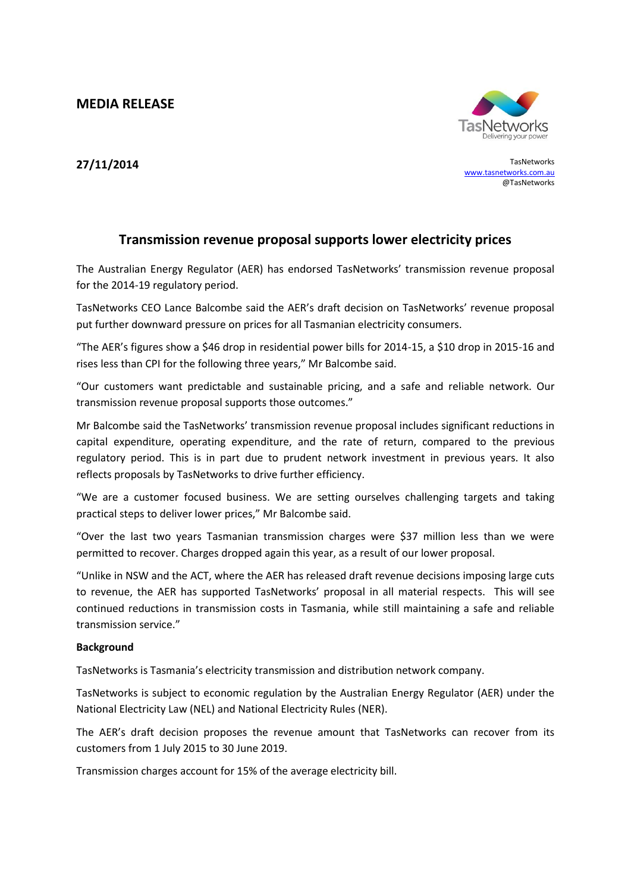**MEDIA RELEASE**

**27/11/2014**

TasNetworks
www.tasnetworks.com.au
@TasNetworks

## Transmission revenue proposal supports lower electricity prices

The Australian Energy Regulator (AER) has endorsed TasNetworks' transmission revenue proposal for the 2014-19 regulatory period.

TasNetworks CEO Lance Balcombe said the AER's draft decision on TasNetworks' revenue proposal put further downward pressure on prices for all Tasmanian electricity consumers.

"The AER's figures show a $46 drop in residential power bills for 2014-15, a $10 drop in 2015-16 and rises less than CPI for the following three years," Mr Balcombe said.

"Our customers want predictable and sustainable pricing, and a safe and reliable network. Our transmission revenue proposal supports those outcomes."

Mr Balcombe said the TasNetworks' transmission revenue proposal includes significant reductions in capital expenditure, operating expenditure, and the rate of return, compared to the previous regulatory period. This is in part due to prudent network investment in previous years. It also reflects proposals by TasNetworks to drive further efficiency.

"We are a customer focused business. We are setting ourselves challenging targets and taking practical steps to deliver lower prices," Mr Balcombe said.

"Over the last two years Tasmanian transmission charges were $37 million less than we were permitted to recover. Charges dropped again this year, as a result of our lower proposal.

"Unlike in NSW and the ACT, where the AER has released draft revenue decisions imposing large cuts to revenue, the AER has supported TasNetworks' proposal in all material respects. This will see continued reductions in transmission costs in Tasmania, while still maintaining a safe and reliable transmission service."

**Background**

TasNetworks is Tasmania's electricity transmission and distribution network company.

TasNetworks is subject to economic regulation by the Australian Energy Regulator (AER) under the National Electricity Law (NEL) and National Electricity Rules (NER).

The AER's draft decision proposes the revenue amount that TasNetworks can recover from its customers from 1 July 2015 to 30 June 2019.

Transmission charges account for 15% of the average electricity bill.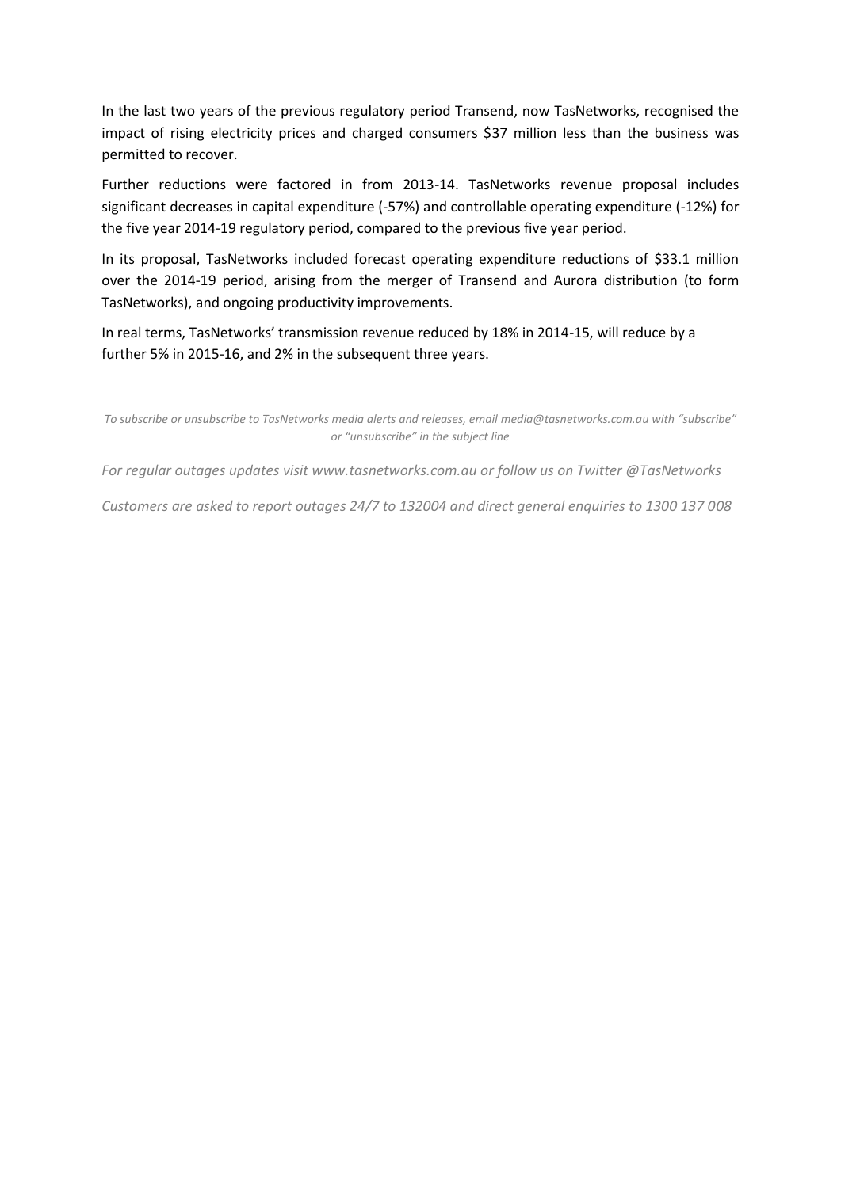In the last two years of the previous regulatory period Transend, now TasNetworks, recognised the impact of rising electricity prices and charged consumers $37 million less than the business was permitted to recover.

Further reductions were factored in from 2013-14. TasNetworks revenue proposal includes significant decreases in capital expenditure (-57%) and controllable operating expenditure (-12%) for the five year 2014-19 regulatory period, compared to the previous five year period.

In its proposal, TasNetworks included forecast operating expenditure reductions of $33.1 million over the 2014-19 period, arising from the merger of Transend and Aurora distribution (to form TasNetworks), and ongoing productivity improvements.

In real terms, TasNetworks' transmission revenue reduced by 18% in 2014-15, will reduce by a further 5% in 2015-16, and 2% in the subsequent three years.

*To subscribe or unsubscribe to TasNetworks media alerts and releases, email media@tasnetworks.com.au with "subscribe" or "unsubscribe" in the subject line*

*For regular outages updates visit www.tasnetworks.com.au or follow us on Twitter @TasNetworks*

*Customers are asked to report outages 24/7 to 132004 and direct general enquiries to 1300 137 008*